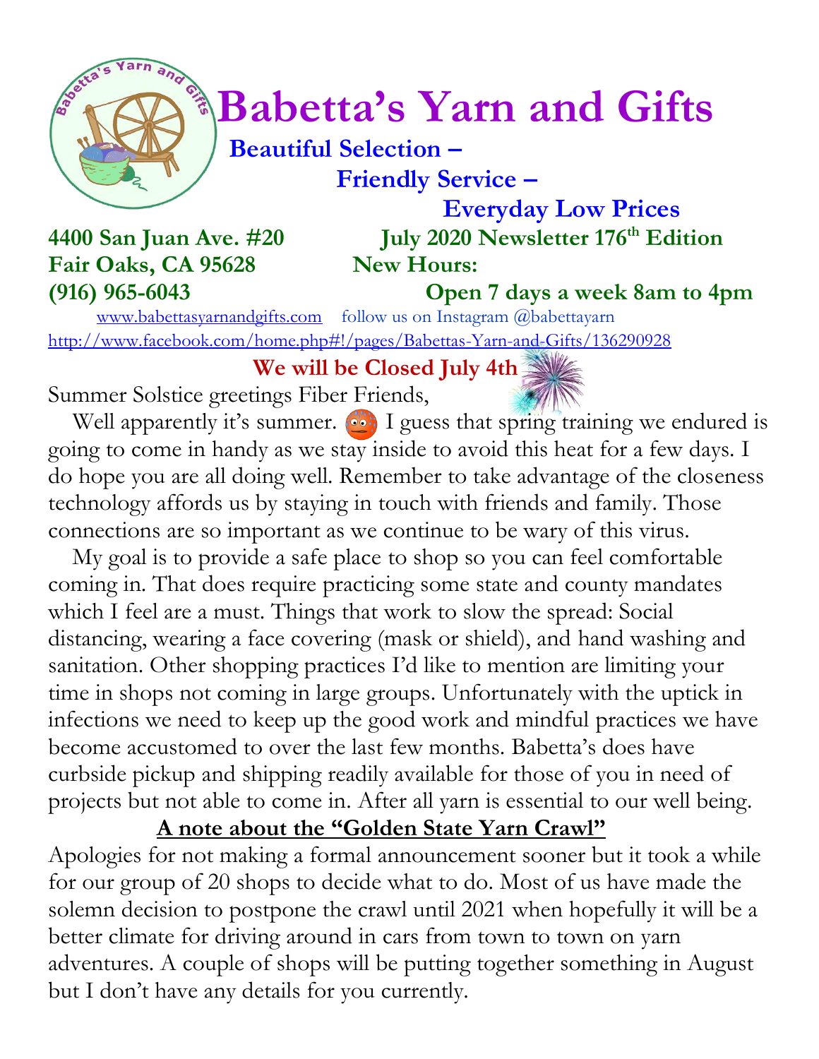# Babetta's Yarn and Gifts

**Beautiful Selection –**
**Friendly Service –**
**Everyday Low Prices**

**4400 San Juan Ave. #20**
**Fair Oaks, CA 95628**
**(916) 965-6043**

**July 2020 Newsletter 176th Edition**
**New Hours:**
**Open 7 days a week 8am to 4pm**

www.babettasyarnandgifts.com follow us on Instagram @babettayarn
http://www.facebook.com/home.php#!/pages/Babettas-Yarn-and-Gifts/136290928

**We will be Closed July 4th**

Summer Solstice greetings Fiber Friends,

Well apparently it's summer. I guess that spring training we endured is going to come in handy as we stay inside to avoid this heat for a few days. I do hope you are all doing well. Remember to take advantage of the closeness technology affords us by staying in touch with friends and family. Those connections are so important as we continue to be wary of this virus.

My goal is to provide a safe place to shop so you can feel comfortable coming in. That does require practicing some state and county mandates which I feel are a must. Things that work to slow the spread: Social distancing, wearing a face covering (mask or shield), and hand washing and sanitation. Other shopping practices I'd like to mention are limiting your time in shops not coming in large groups. Unfortunately with the uptick in infections we need to keep up the good work and mindful practices we have become accustomed to over the last few months. Babetta's does have curbside pickup and shipping readily available for those of you in need of projects but not able to come in. After all yarn is essential to our well being.

## A note about the "Golden State Yarn Crawl"

Apologies for not making a formal announcement sooner but it took a while for our group of 20 shops to decide what to do. Most of us have made the solemn decision to postpone the crawl until 2021 when hopefully it will be a better climate for driving around in cars from town to town on yarn adventures. A couple of shops will be putting together something in August but I don't have any details for you currently.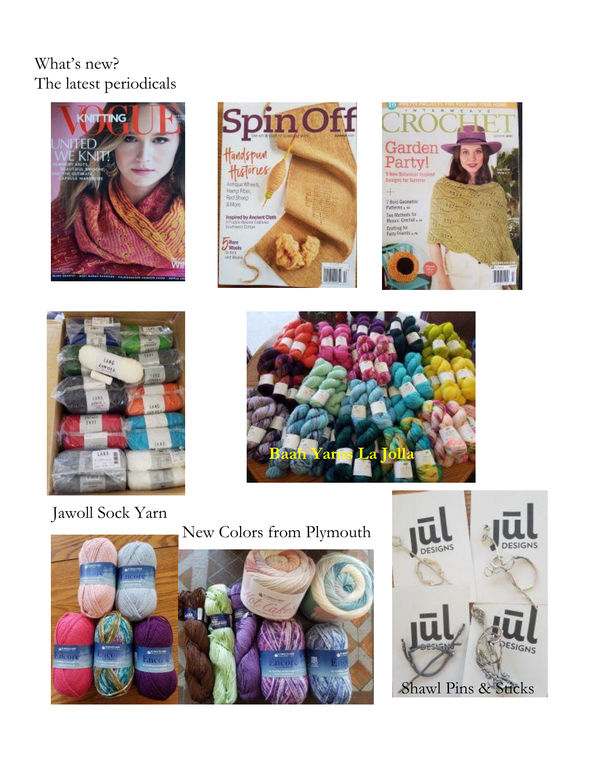What's new?
The latest periodicals

Baah Yarns La Jolla

Jawoll Sock Yarn

New Colors from Plymouth

Shawl Pins & Sticks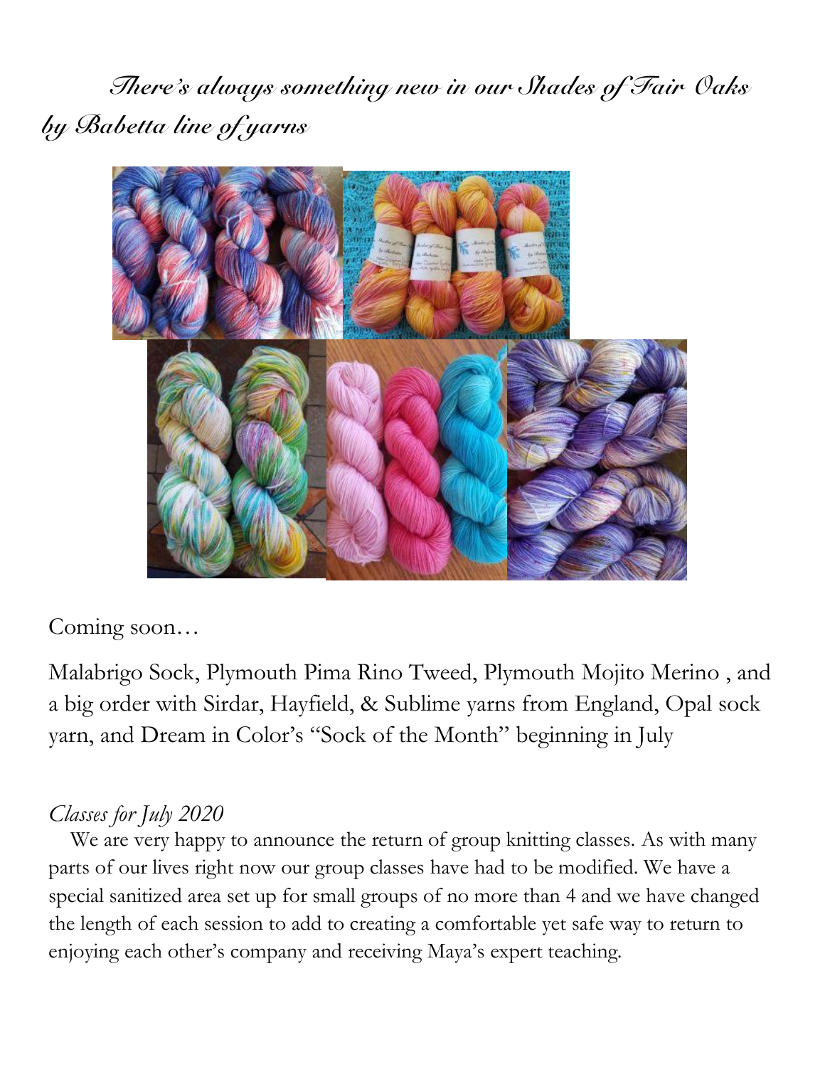*There's always something new in our Shades of Fair Oaks by Babetta line of yarns*

Coming soon…

Malabrigo Sock, Plymouth Pima Rino Tweed, Plymouth Mojito Merino , and a big order with Sirdar, Hayfield, & Sublime yarns from England, Opal sock yarn, and Dream in Color's "Sock of the Month" beginning in July

*Classes for July 2020*

We are very happy to announce the return of group knitting classes. As with many parts of our lives right now our group classes have had to be modified. We have a special sanitized area set up for small groups of no more than 4 and we have changed the length of each session to add to creating a comfortable yet safe way to return to enjoying each other's company and receiving Maya's expert teaching.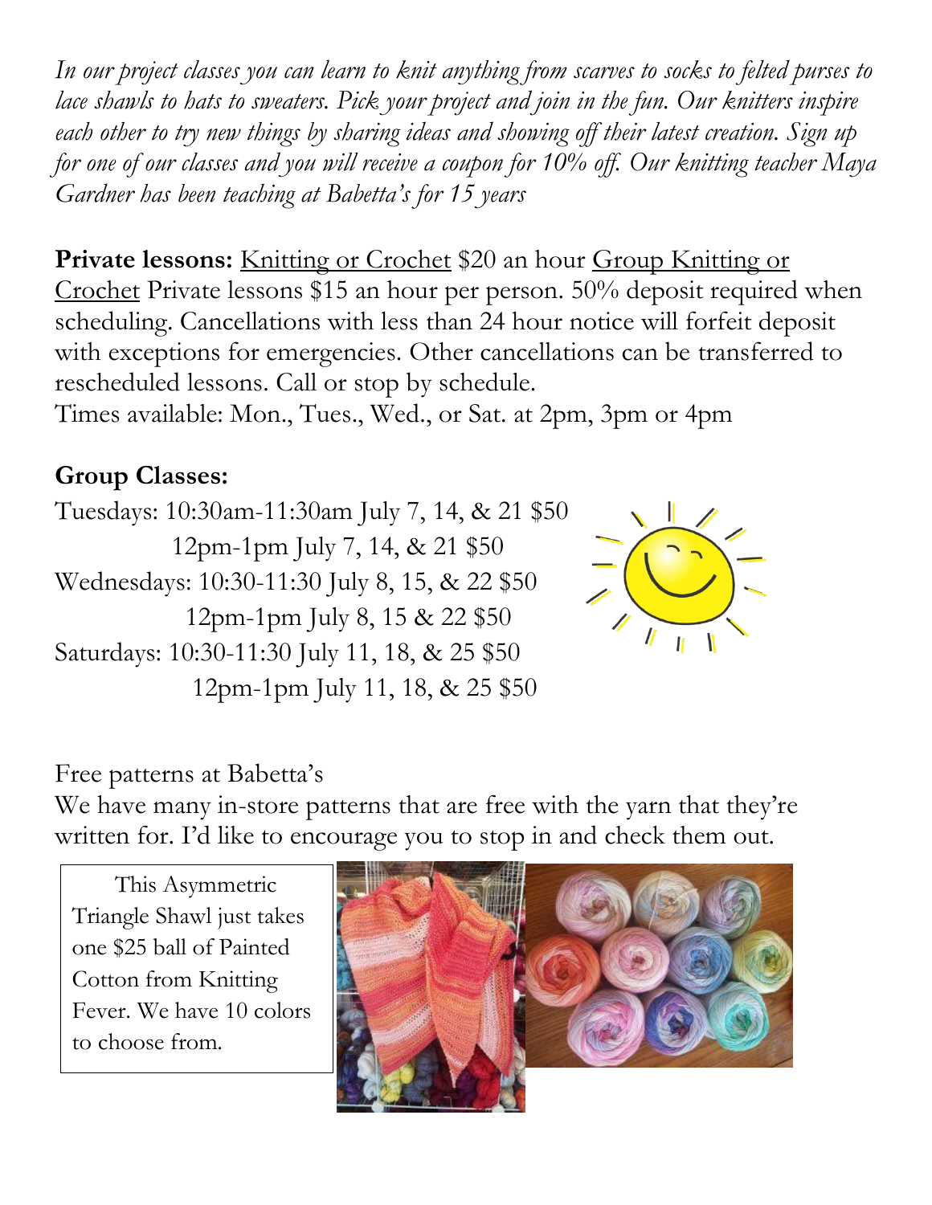*In our project classes you can learn to knit anything from scarves to socks to felted purses to lace shawls to hats to sweaters. Pick your project and join in the fun. Our knitters inspire each other to try new things by sharing ideas and showing off their latest creation. Sign up for one of our classes and you will receive a coupon for 10% off. Our knitting teacher Maya Gardner has been teaching at Babetta's for 15 years*

**Private lessons:** Knitting or Crochet $20 an hour Group Knitting or Crochet Private lessons $15 an hour per person. 50% deposit required when scheduling. Cancellations with less than 24 hour notice will forfeit deposit with exceptions for emergencies. Other cancellations can be transferred to rescheduled lessons. Call or stop by schedule.
Times available: Mon., Tues., Wed., or Sat. at 2pm, 3pm or 4pm

**Group Classes:**

Tuesdays: 10:30am-11:30am July 7, 14, & 21 $50
12pm-1pm July 7, 14, & 21 $50
Wednesdays: 10:30-11:30 July 8, 15, & 22 $50
12pm-1pm July 8, 15 & 22 $50
Saturdays: 10:30-11:30 July 11, 18, & 25 $50
12pm-1pm July 11, 18, & 25 $50

Free patterns at Babetta's
We have many in-store patterns that are free with the yarn that they're written for. I'd like to encourage you to stop in and check them out.

This Asymmetric Triangle Shawl just takes one $25 ball of Painted Cotton from Knitting Fever. We have 10 colors to choose from.